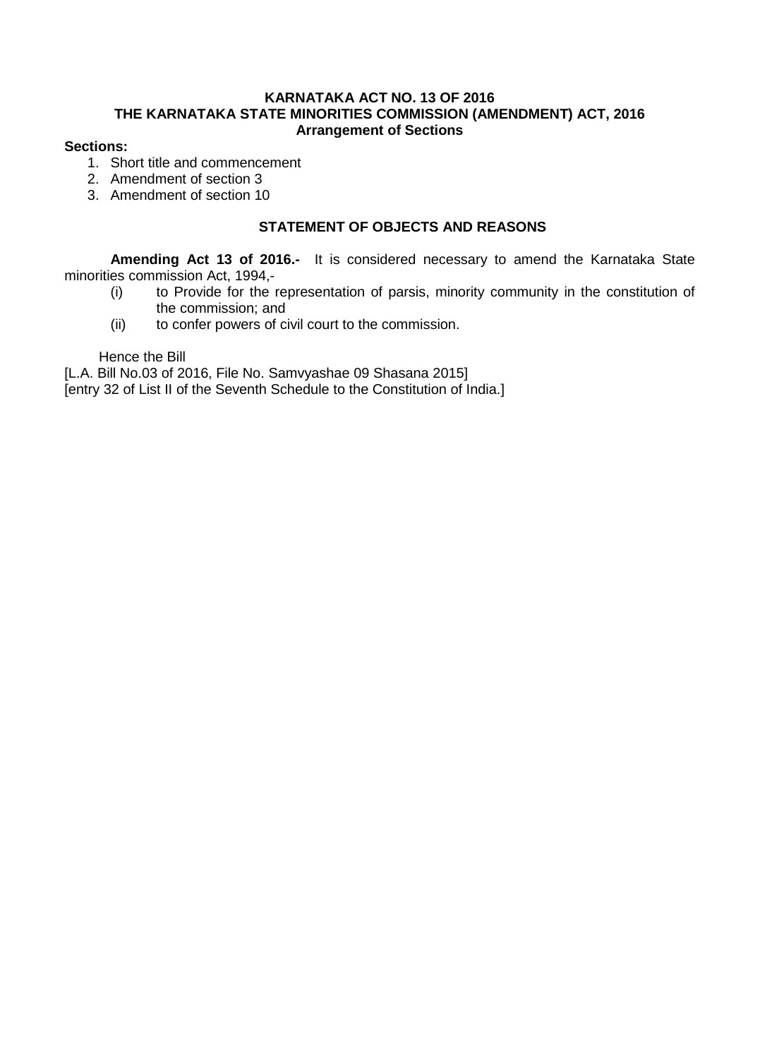# KARNATAKA ACT NO. 13 OF 2016
# THE KARNATAKA STATE MINORITIES COMMISSION (AMENDMENT) ACT, 2016
## Arrangement of Sections

**Sections:**

1. Short title and commencement
2. Amendment of section 3
3. Amendment of section 10

## STATEMENT OF OBJECTS AND REASONS

**Amending Act 13 of 2016.-** It is considered necessary to amend the Karnataka State minorities commission Act, 1994,-

(i) to Provide for the representation of parsis, minority community in the constitution of the commission; and

(ii) to confer powers of civil court to the commission.

Hence the Bill

[L.A. Bill No.03 of 2016, File No. Samvyashae 09 Shasana 2015]

[entry 32 of List II of the Seventh Schedule to the Constitution of India.]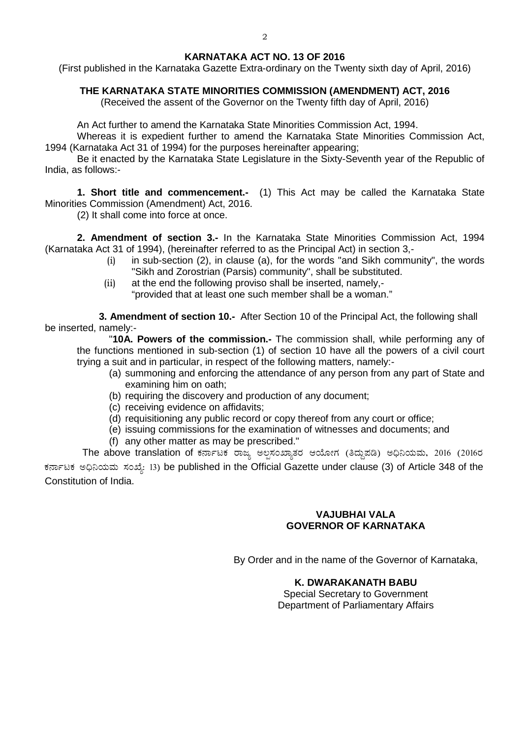## KARNATAKA ACT NO. 13 OF 2016

(First published in the Karnataka Gazette Extra-ordinary on the Twenty sixth day of April, 2016)

## THE KARNATAKA STATE MINORITIES COMMISSION (AMENDMENT) ACT, 2016

(Received the assent of the Governor on the Twenty fifth day of April, 2016)

An Act further to amend the Karnataka State Minorities Commission Act, 1994.

Whereas it is expedient further to amend the Karnataka State Minorities Commission Act, 1994 (Karnataka Act 31 of 1994) for the purposes hereinafter appearing;

Be it enacted by the Karnataka State Legislature in the Sixty-Seventh year of the Republic of India, as follows:-

**1. Short title and commencement.-** (1) This Act may be called the Karnataka State Minorities Commission (Amendment) Act, 2016.

(2) It shall come into force at once.

**2. Amendment of section 3.-** In the Karnataka State Minorities Commission Act, 1994 (Karnataka Act 31 of 1994), (hereinafter referred to as the Principal Act) in section 3,-

(i) in sub-section (2), in clause (a), for the words "and Sikh community", the words "Sikh and Zorostrian (Parsis) community", shall be substituted.

(ii) at the end the following proviso shall be inserted, namely,-
"provided that at least one such member shall be a woman."

**3. Amendment of section 10.-** After Section 10 of the Principal Act, the following shall be inserted, namely:-

"**10A. Powers of the commission.-** The commission shall, while performing any of the functions mentioned in sub-section (1) of section 10 have all the powers of a civil court trying a suit and in particular, in respect of the following matters, namely:-

(a) summoning and enforcing the attendance of any person from any part of State and examining him on oath;
(b) requiring the discovery and production of any document;
(c) receiving evidence on affidavits;
(d) requisitioning any public record or copy thereof from any court or office;
(e) issuing commissions for the examination of witnesses and documents; and
(f) any other matter as may be prescribed."

The above translation of ಕರ್ನಾಟಕ ರಾಜ್ಯ ಅಲ್ಪಸಂಖ್ಯಾತರ ಆಯೋಗ (ತಿದ್ದುಪಡಿ) ಅಧಿನಿಯಮ, 2016 (2016ರ ಕರ್ನಾಟಕ ಅಧಿನಿಯಮ ಸಂಖ್ಯೆ: 13) be published in the Official Gazette under clause (3) of Article 348 of the Constitution of India.

**VAJUBHAI VALA**
**GOVERNOR OF KARNATAKA**

By Order and in the name of the Governor of Karnataka,

**K. DWARAKANATH BABU**
Special Secretary to Government
Department of Parliamentary Affairs